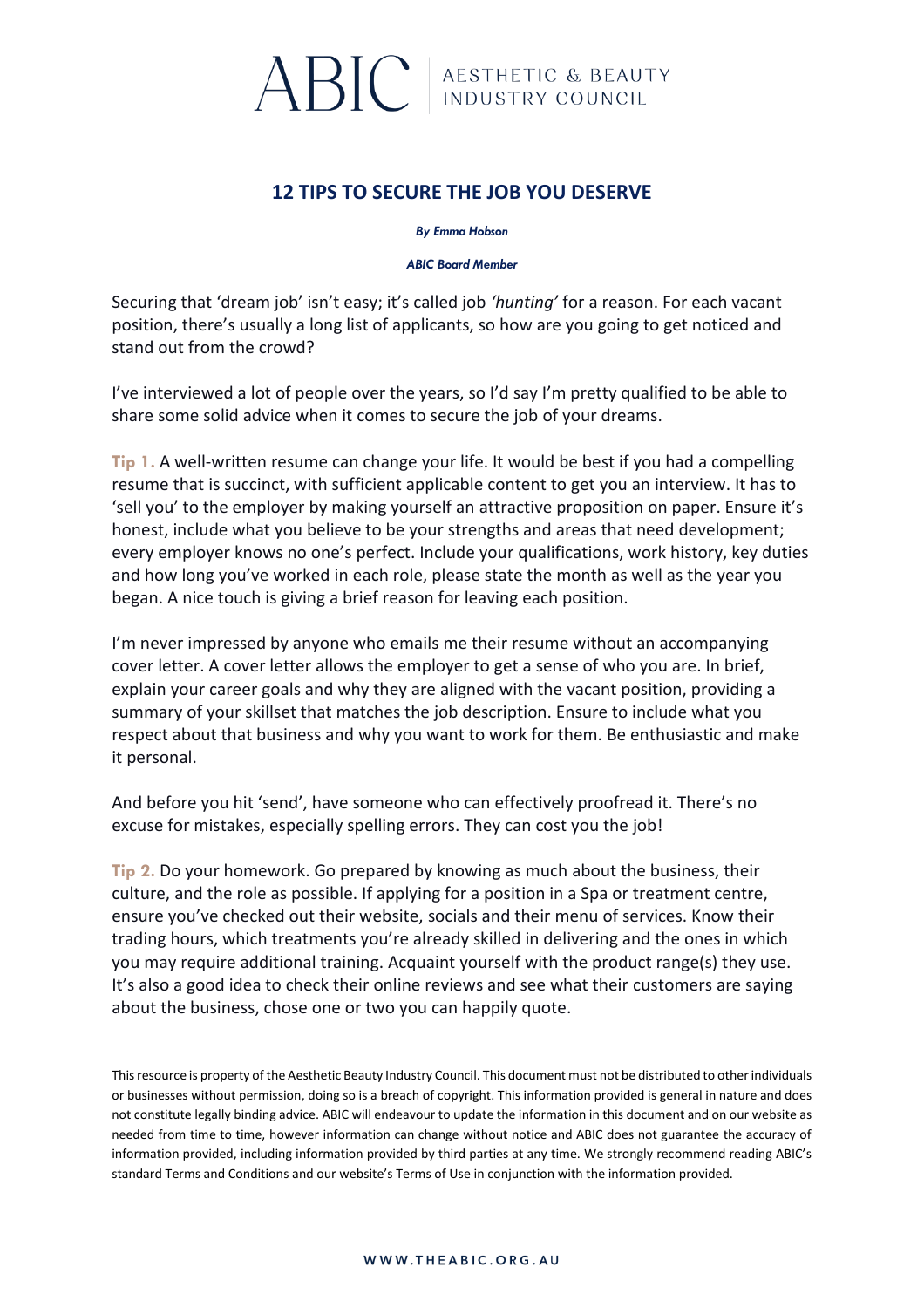ABIC | AESTHETIC & BEAUTY INDUSTRY COUNCIL

# 12 TIPS TO SECURE THE JOB YOU DESERVE

***By Emma Hobson***

***ABIC Board Member***

Securing that 'dream job' isn't easy; it's called job *'hunting'* for a reason. For each vacant position, there's usually a long list of applicants, so how are you going to get noticed and stand out from the crowd?

I've interviewed a lot of people over the years, so I'd say I'm pretty qualified to be able to share some solid advice when it comes to secure the job of your dreams.

**Tip 1.** A well-written resume can change your life. It would be best if you had a compelling resume that is succinct, with sufficient applicable content to get you an interview. It has to 'sell you' to the employer by making yourself an attractive proposition on paper. Ensure it's honest, include what you believe to be your strengths and areas that need development; every employer knows no one's perfect. Include your qualifications, work history, key duties and how long you've worked in each role, please state the month as well as the year you began. A nice touch is giving a brief reason for leaving each position.

I'm never impressed by anyone who emails me their resume without an accompanying cover letter. A cover letter allows the employer to get a sense of who you are. In brief, explain your career goals and why they are aligned with the vacant position, providing a summary of your skillset that matches the job description. Ensure to include what you respect about that business and why you want to work for them. Be enthusiastic and make it personal.

And before you hit 'send', have someone who can effectively proofread it. There's no excuse for mistakes, especially spelling errors. They can cost you the job!

**Tip 2.** Do your homework. Go prepared by knowing as much about the business, their culture, and the role as possible. If applying for a position in a Spa or treatment centre, ensure you've checked out their website, socials and their menu of services. Know their trading hours, which treatments you're already skilled in delivering and the ones in which you may require additional training. Acquaint yourself with the product range(s) they use. It's also a good idea to check their online reviews and see what their customers are saying about the business, chose one or two you can happily quote.

This resource is property of the Aesthetic Beauty Industry Council. This document must not be distributed to other individuals or businesses without permission, doing so is a breach of copyright. This information provided is general in nature and does not constitute legally binding advice. ABIC will endeavour to update the information in this document and on our website as needed from time to time, however information can change without notice and ABIC does not guarantee the accuracy of information provided, including information provided by third parties at any time. We strongly recommend reading ABIC's standard Terms and Conditions and our website's Terms of Use in conjunction with the information provided.

WWW.THEABIC.ORG.AU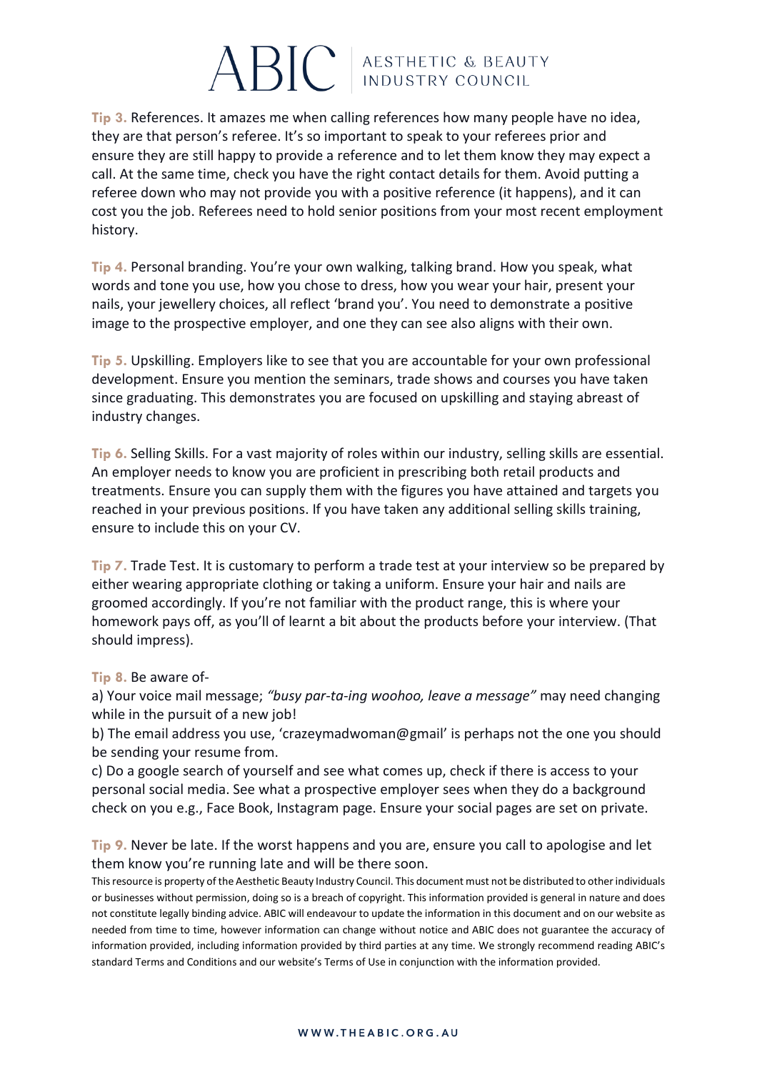**Tip 3.** References. It amazes me when calling references how many people have no idea, they are that person's referee. It's so important to speak to your referees prior and ensure they are still happy to provide a reference and to let them know they may expect a call. At the same time, check you have the right contact details for them. Avoid putting a referee down who may not provide you with a positive reference (it happens), and it can cost you the job. Referees need to hold senior positions from your most recent employment history.

**Tip 4.** Personal branding. You're your own walking, talking brand. How you speak, what words and tone you use, how you chose to dress, how you wear your hair, present your nails, your jewellery choices, all reflect 'brand you'. You need to demonstrate a positive image to the prospective employer, and one they can see also aligns with their own.

**Tip 5.** Upskilling. Employers like to see that you are accountable for your own professional development. Ensure you mention the seminars, trade shows and courses you have taken since graduating. This demonstrates you are focused on upskilling and staying abreast of industry changes.

**Tip 6.** Selling Skills. For a vast majority of roles within our industry, selling skills are essential. An employer needs to know you are proficient in prescribing both retail products and treatments. Ensure you can supply them with the figures you have attained and targets you reached in your previous positions. If you have taken any additional selling skills training, ensure to include this on your CV.

**Tip 7.** Trade Test. It is customary to perform a trade test at your interview so be prepared by either wearing appropriate clothing or taking a uniform. Ensure your hair and nails are groomed accordingly. If you're not familiar with the product range, this is where your homework pays off, as you'll of learnt a bit about the products before your interview. (That should impress).

**Tip 8.** Be aware of-

a) Your voice mail message; *"busy par-ta-ing woohoo, leave a message"* may need changing while in the pursuit of a new job!

b) The email address you use, 'crazeymadwoman@gmail' is perhaps not the one you should be sending your resume from.

c) Do a google search of yourself and see what comes up, check if there is access to your personal social media. See what a prospective employer sees when they do a background check on you e.g., Face Book, Instagram page. Ensure your social pages are set on private.

**Tip 9.** Never be late. If the worst happens and you are, ensure you call to apologise and let them know you're running late and will be there soon.

This resource is property of the Aesthetic Beauty Industry Council. This document must not be distributed to other individuals or businesses without permission, doing so is a breach of copyright. This information provided is general in nature and does not constitute legally binding advice. ABIC will endeavour to update the information in this document and on our website as needed from time to time, however information can change without notice and ABIC does not guarantee the accuracy of information provided, including information provided by third parties at any time. We strongly recommend reading ABIC's standard Terms and Conditions and our website's Terms of Use in conjunction with the information provided.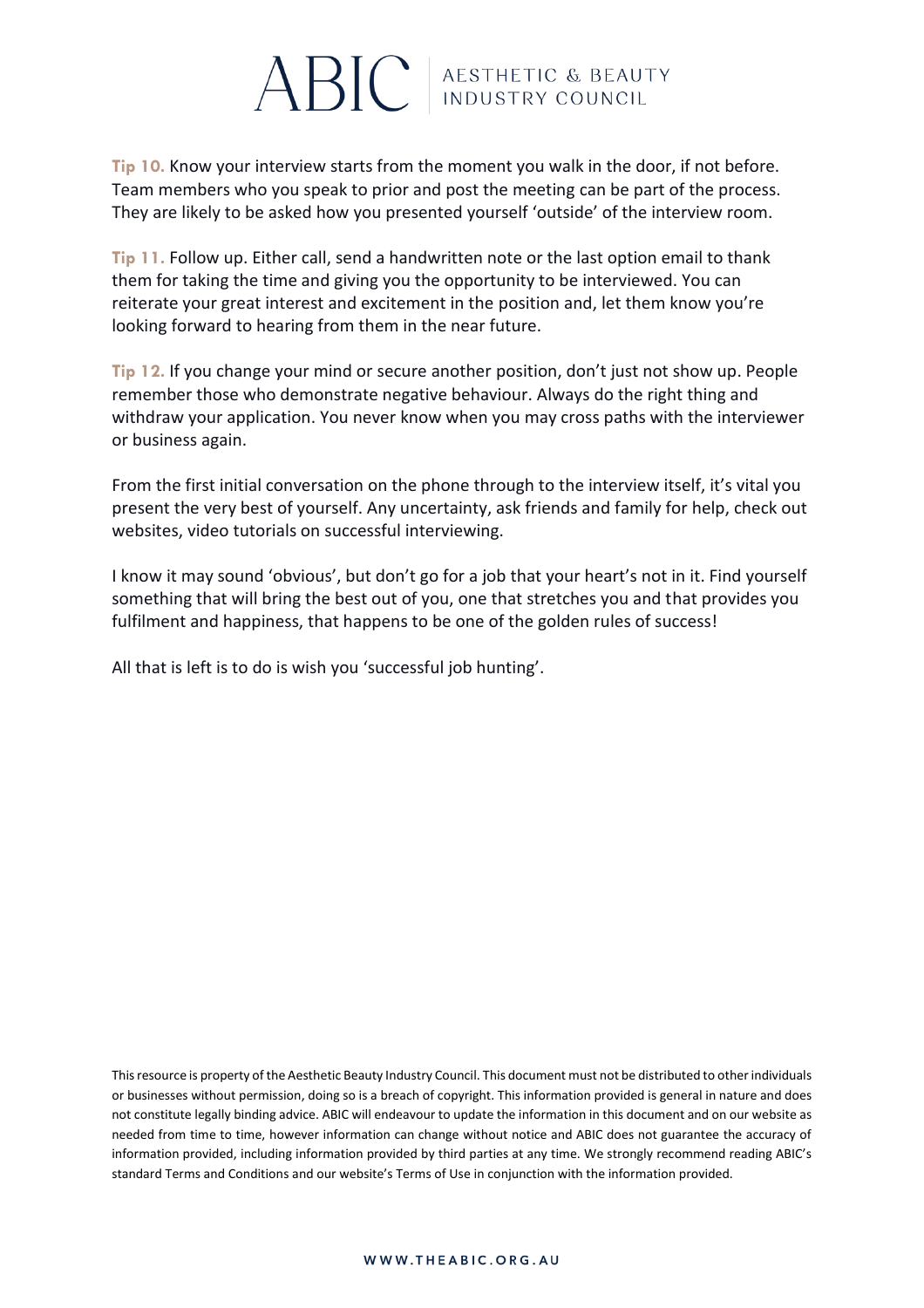**Tip 10.** Know your interview starts from the moment you walk in the door, if not before. Team members who you speak to prior and post the meeting can be part of the process. They are likely to be asked how you presented yourself 'outside' of the interview room.

**Tip 11.** Follow up. Either call, send a handwritten note or the last option email to thank them for taking the time and giving you the opportunity to be interviewed. You can reiterate your great interest and excitement in the position and, let them know you're looking forward to hearing from them in the near future.

**Tip 12.** If you change your mind or secure another position, don't just not show up. People remember those who demonstrate negative behaviour. Always do the right thing and withdraw your application. You never know when you may cross paths with the interviewer or business again.

From the first initial conversation on the phone through to the interview itself, it's vital you present the very best of yourself. Any uncertainty, ask friends and family for help, check out websites, video tutorials on successful interviewing.

I know it may sound 'obvious', but don't go for a job that your heart's not in it. Find yourself something that will bring the best out of you, one that stretches you and that provides you fulfilment and happiness, that happens to be one of the golden rules of success!

All that is left is to do is wish you 'successful job hunting'.

This resource is property of the Aesthetic Beauty Industry Council. This document must not be distributed to other individuals or businesses without permission, doing so is a breach of copyright. This information provided is general in nature and does not constitute legally binding advice. ABIC will endeavour to update the information in this document and on our website as needed from time to time, however information can change without notice and ABIC does not guarantee the accuracy of information provided, including information provided by third parties at any time. We strongly recommend reading ABIC's standard Terms and Conditions and our website's Terms of Use in conjunction with the information provided.